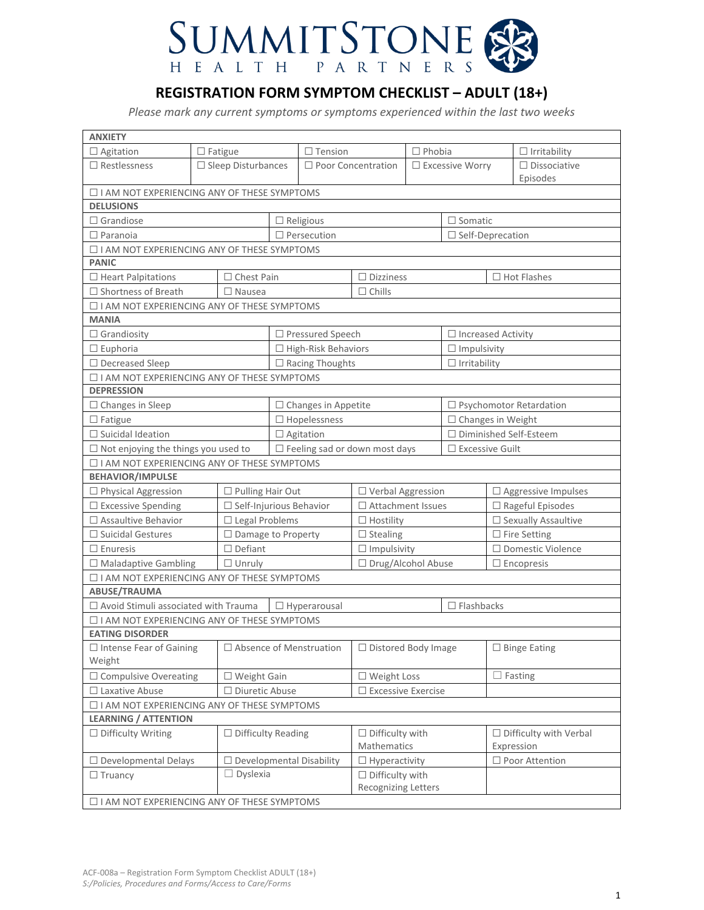# SUMMITSTONE HEALTH PARTNERS

## REGISTRATION FORM SYMPTOM CHECKLIST – ADULT (18+)

*Please mark any current symptoms or symptoms experienced within the last two weeks*

| **ANXIETY** | | | | |
|---|---|---|---|---|
| ☐ Agitation | ☐ Fatigue | ☐ Tension | ☐ Phobia | ☐ Irritability |
| ☐ Restlessness | ☐ Sleep Disturbances | ☐ Poor Concentration | ☐ Excessive Worry | ☐ Dissociative Episodes |
| ☐ I AM NOT EXPERIENCING ANY OF THESE SYMPTOMS | | | | |

| **DELUSIONS** | | |
|---|---|---|
| ☐ Grandiose | ☐ Religious | ☐ Somatic |
| ☐ Paranoia | ☐ Persecution | ☐ Self-Deprecation |
| ☐ I AM NOT EXPERIENCING ANY OF THESE SYMPTOMS | | |

| **PANIC** | | | |
|---|---|---|---|
| ☐ Heart Palpitations | ☐ Chest Pain | ☐ Dizziness | ☐ Hot Flashes |
| ☐ Shortness of Breath | ☐ Nausea | ☐ Chills | |
| ☐ I AM NOT EXPERIENCING ANY OF THESE SYMPTOMS | | | |

| **MANIA** | | |
|---|---|---|
| ☐ Grandiosity | ☐ Pressured Speech | ☐ Increased Activity |
| ☐ Euphoria | ☐ High-Risk Behaviors | ☐ Impulsivity |
| ☐ Decreased Sleep | ☐ Racing Thoughts | ☐ Irritability |
| ☐ I AM NOT EXPERIENCING ANY OF THESE SYMPTOMS | | |

| **DEPRESSION** | | |
|---|---|---|
| ☐ Changes in Sleep | ☐ Changes in Appetite | ☐ Psychomotor Retardation |
| ☐ Fatigue | ☐ Hopelessness | ☐ Changes in Weight |
| ☐ Suicidal Ideation | ☐ Agitation | ☐ Diminished Self-Esteem |
| ☐ Not enjoying the things you used to | ☐ Feeling sad or down most days | ☐ Excessive Guilt |
| ☐ I AM NOT EXPERIENCING ANY OF THESE SYMPTOMS | | |

| **BEHAVIOR/IMPULSE** | | | |
|---|---|---|---|
| ☐ Physical Aggression | ☐ Pulling Hair Out | ☐ Verbal Aggression | ☐ Aggressive Impulses |
| ☐ Excessive Spending | ☐ Self-Injurious Behavior | ☐ Attachment Issues | ☐ Rageful Episodes |
| ☐ Assaultive Behavior | ☐ Legal Problems | ☐ Hostility | ☐ Sexually Assaultive |
| ☐ Suicidal Gestures | ☐ Damage to Property | ☐ Stealing | ☐ Fire Setting |
| ☐ Enuresis | ☐ Defiant | ☐ Impulsivity | ☐ Domestic Violence |
| ☐ Maladaptive Gambling | ☐ Unruly | ☐ Drug/Alcohol Abuse | ☐ Encopresis |
| ☐ I AM NOT EXPERIENCING ANY OF THESE SYMPTOMS | | | |

| **ABUSE/TRAUMA** | | |
|---|---|---|
| ☐ Avoid Stimuli associated with Trauma | ☐ Hyperarousal | ☐ Flashbacks |
| ☐ I AM NOT EXPERIENCING ANY OF THESE SYMPTOMS | | |

| **EATING DISORDER** | | | |
|---|---|---|---|
| ☐ Intense Fear of Gaining Weight | ☐ Absence of Menstruation | ☐ Distored Body Image | ☐ Binge Eating |
| ☐ Compulsive Overeating | ☐ Weight Gain | ☐ Weight Loss | ☐ Fasting |
| ☐ Laxative Abuse | ☐ Diuretic Abuse | ☐ Excessive Exercise | |
| ☐ I AM NOT EXPERIENCING ANY OF THESE SYMPTOMS | | | |

| **LEARNING / ATTENTION** | | | |
|---|---|---|---|
| ☐ Difficulty Writing | ☐ Difficulty Reading | ☐ Difficulty with Mathematics | ☐ Difficulty with Verbal Expression |
| ☐ Developmental Delays | ☐ Developmental Disability | ☐ Hyperactivity | ☐ Poor Attention |
| ☐ Truancy | ☐ Dyslexia | ☐ Difficulty with Recognizing Letters | |
| ☐ I AM NOT EXPERIENCING ANY OF THESE SYMPTOMS | | | |

ACF-008a – Registration Form Symptom Checklist ADULT (18+)
*S:/Policies, Procedures and Forms/Access to Care/Forms*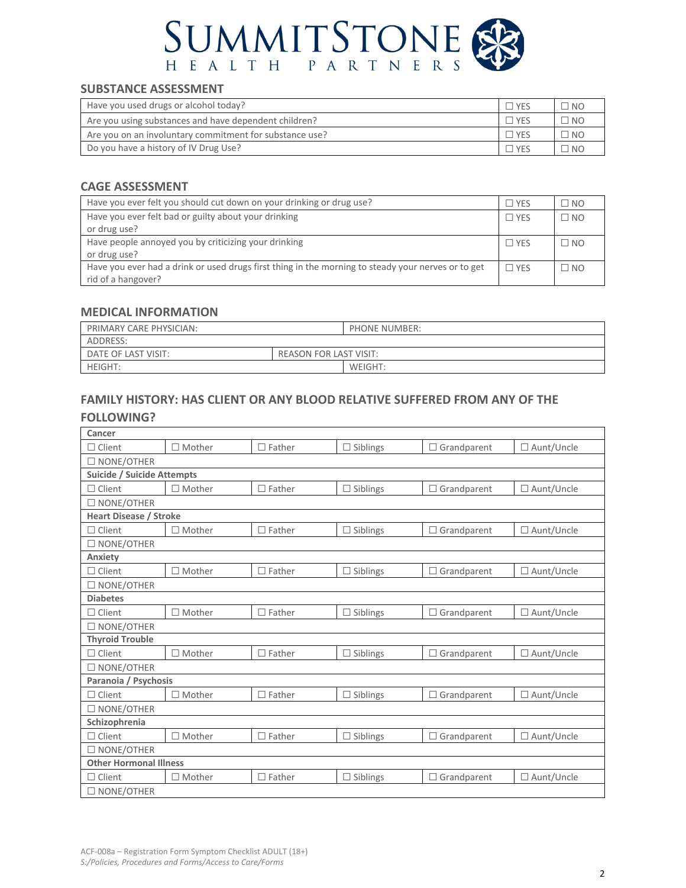## SUBSTANCE ASSESSMENT

| | | |
|---|---|---|
| Have you used drugs or alcohol today? | ☐ YES | ☐ NO |
| Are you using substances and have dependent children? | ☐ YES | ☐ NO |
| Are you on an involuntary commitment for substance use? | ☐ YES | ☐ NO |
| Do you have a history of IV Drug Use? | ☐ YES | ☐ NO |

## CAGE ASSESSMENT

| | | |
|---|---|---|
| Have you ever felt you should cut down on your drinking or drug use? | ☐ YES | ☐ NO |
| Have you ever felt bad or guilty about your drinking or drug use? | ☐ YES | ☐ NO |
| Have people annoyed you by criticizing your drinking or drug use? | ☐ YES | ☐ NO |
| Have you ever had a drink or used drugs first thing in the morning to steady your nerves or to get rid of a hangover? | ☐ YES | ☐ NO |

## MEDICAL INFORMATION

| | |
|---|---|
| PRIMARY CARE PHYSICIAN: | PHONE NUMBER: |
| ADDRESS: | |
| DATE OF LAST VISIT: | REASON FOR LAST VISIT: |
| HEIGHT: | WEIGHT: |

## FAMILY HISTORY: HAS CLIENT OR ANY BLOOD RELATIVE SUFFERED FROM ANY OF THE FOLLOWING?

| | | | | | |
|---|---|---|---|---|---|
| **Cancer** | | | | | |
| ☐ Client | ☐ Mother | ☐ Father | ☐ Siblings | ☐ Grandparent | ☐ Aunt/Uncle |
| ☐ NONE/OTHER | | | | | |
| **Suicide / Suicide Attempts** | | | | | |
| ☐ Client | ☐ Mother | ☐ Father | ☐ Siblings | ☐ Grandparent | ☐ Aunt/Uncle |
| ☐ NONE/OTHER | | | | | |
| **Heart Disease / Stroke** | | | | | |
| ☐ Client | ☐ Mother | ☐ Father | ☐ Siblings | ☐ Grandparent | ☐ Aunt/Uncle |
| ☐ NONE/OTHER | | | | | |
| **Anxiety** | | | | | |
| ☐ Client | ☐ Mother | ☐ Father | ☐ Siblings | ☐ Grandparent | ☐ Aunt/Uncle |
| ☐ NONE/OTHER | | | | | |
| **Diabetes** | | | | | |
| ☐ Client | ☐ Mother | ☐ Father | ☐ Siblings | ☐ Grandparent | ☐ Aunt/Uncle |
| ☐ NONE/OTHER | | | | | |
| **Thyroid Trouble** | | | | | |
| ☐ Client | ☐ Mother | ☐ Father | ☐ Siblings | ☐ Grandparent | ☐ Aunt/Uncle |
| ☐ NONE/OTHER | | | | | |
| **Paranoia / Psychosis** | | | | | |
| ☐ Client | ☐ Mother | ☐ Father | ☐ Siblings | ☐ Grandparent | ☐ Aunt/Uncle |
| ☐ NONE/OTHER | | | | | |
| **Schizophrenia** | | | | | |
| ☐ Client | ☐ Mother | ☐ Father | ☐ Siblings | ☐ Grandparent | ☐ Aunt/Uncle |
| ☐ NONE/OTHER | | | | | |
| **Other Hormonal Illness** | | | | | |
| ☐ Client | ☐ Mother | ☐ Father | ☐ Siblings | ☐ Grandparent | ☐ Aunt/Uncle |
| ☐ NONE/OTHER | | | | | |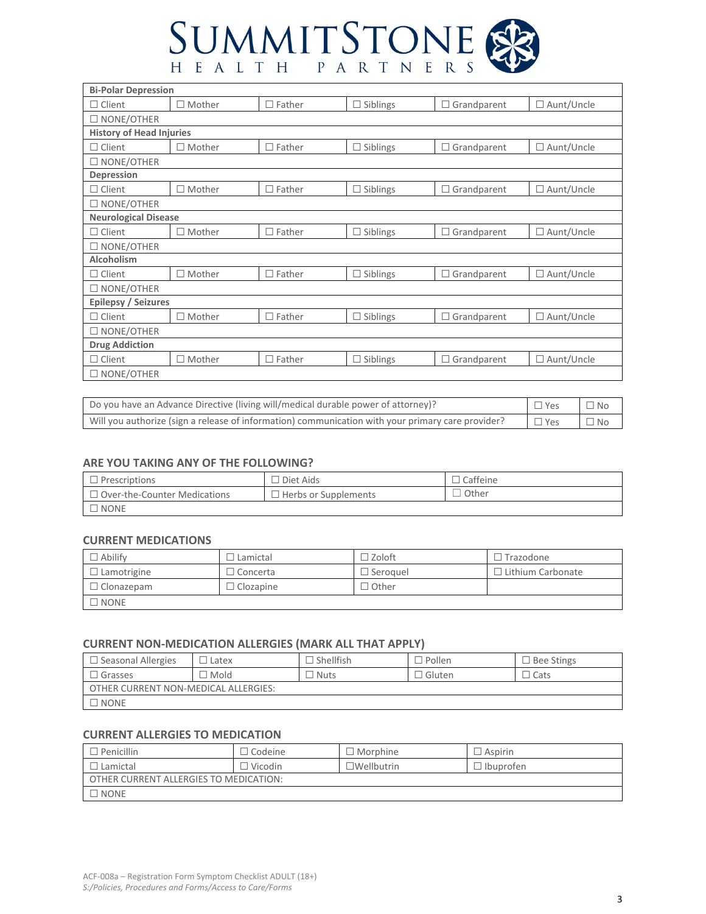| | | | | | |
|---|---|---|---|---|---|
| **Bi-Polar Depression** | | | | | |
| ☐ Client | ☐ Mother | ☐ Father | ☐ Siblings | ☐ Grandparent | ☐ Aunt/Uncle |
| ☐ NONE/OTHER | | | | | |
| **History of Head Injuries** | | | | | |
| ☐ Client | ☐ Mother | ☐ Father | ☐ Siblings | ☐ Grandparent | ☐ Aunt/Uncle |
| ☐ NONE/OTHER | | | | | |
| **Depression** | | | | | |
| ☐ Client | ☐ Mother | ☐ Father | ☐ Siblings | ☐ Grandparent | ☐ Aunt/Uncle |
| ☐ NONE/OTHER | | | | | |
| **Neurological Disease** | | | | | |
| ☐ Client | ☐ Mother | ☐ Father | ☐ Siblings | ☐ Grandparent | ☐ Aunt/Uncle |
| ☐ NONE/OTHER | | | | | |
| **Alcoholism** | | | | | |
| ☐ Client | ☐ Mother | ☐ Father | ☐ Siblings | ☐ Grandparent | ☐ Aunt/Uncle |
| ☐ NONE/OTHER | | | | | |
| **Epilepsy / Seizures** | | | | | |
| ☐ Client | ☐ Mother | ☐ Father | ☐ Siblings | ☐ Grandparent | ☐ Aunt/Uncle |
| ☐ NONE/OTHER | | | | | |
| **Drug Addiction** | | | | | |
| ☐ Client | ☐ Mother | ☐ Father | ☐ Siblings | ☐ Grandparent | ☐ Aunt/Uncle |
| ☐ NONE/OTHER | | | | | |

| | | |
|---|---|---|
| Do you have an Advance Directive (living will/medical durable power of attorney)? | ☐ Yes | ☐ No |
| Will you authorize (sign a release of information) communication with your primary care provider? | ☐ Yes | ☐ No |

## ARE YOU TAKING ANY OF THE FOLLOWING?

| | | |
|---|---|---|
| ☐ Prescriptions | ☐ Diet Aids | ☐ Caffeine |
| ☐ Over-the-Counter Medications | ☐ Herbs or Supplements | ☐ Other |
| ☐ NONE | | |

## CURRENT MEDICATIONS

| | | | |
|---|---|---|---|
| ☐ Abilify | ☐ Lamictal | ☐ Zoloft | ☐ Trazodone |
| ☐ Lamotrigine | ☐ Concerta | ☐ Seroquel | ☐ Lithium Carbonate |
| ☐ Clonazepam | ☐ Clozapine | ☐ Other | |
| ☐ NONE | | | |

## CURRENT NON-MEDICATION ALLERGIES (MARK ALL THAT APPLY)

| | | | | |
|---|---|---|---|---|
| ☐ Seasonal Allergies | ☐ Latex | ☐ Shellfish | ☐ Pollen | ☐ Bee Stings |
| ☐ Grasses | ☐ Mold | ☐ Nuts | ☐ Gluten | ☐ Cats |
| OTHER CURRENT NON-MEDICAL ALLERGIES: | | | | |
| ☐ NONE | | | | |

## CURRENT ALLERGIES TO MEDICATION

| | | | |
|---|---|---|---|
| ☐ Penicillin | ☐ Codeine | ☐ Morphine | ☐ Aspirin |
| ☐ Lamictal | ☐ Vicodin | ☐Wellbutrin | ☐ Ibuprofen |
| OTHER CURRENT ALLERGIES TO MEDICATION: | | | |
| ☐ NONE | | | |

ACF-008a – Registration Form Symptom Checklist ADULT (18+)
*S:/Policies, Procedures and Forms/Access to Care/Forms*